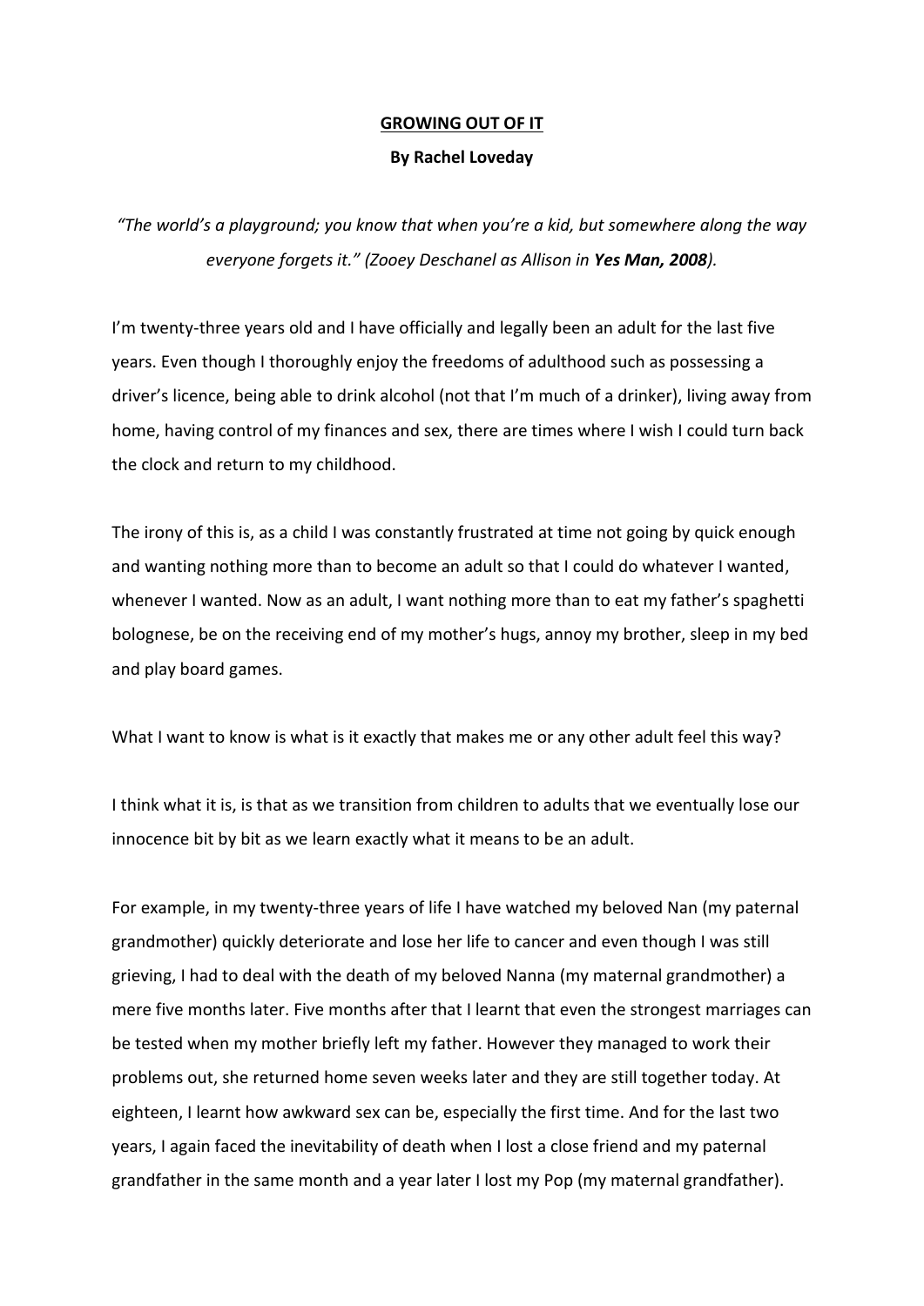# GROWING OUT OF IT

**By Rachel Loveday**

*"The world's a playground; you know that when you're a kid, but somewhere along the way everyone forgets it." (Zooey Deschanel as Allison in **Yes Man, 2008**).*

I'm twenty-three years old and I have officially and legally been an adult for the last five years. Even though I thoroughly enjoy the freedoms of adulthood such as possessing a driver's licence, being able to drink alcohol (not that I'm much of a drinker), living away from home, having control of my finances and sex, there are times where I wish I could turn back the clock and return to my childhood.

The irony of this is, as a child I was constantly frustrated at time not going by quick enough and wanting nothing more than to become an adult so that I could do whatever I wanted, whenever I wanted. Now as an adult, I want nothing more than to eat my father's spaghetti bolognese, be on the receiving end of my mother's hugs, annoy my brother, sleep in my bed and play board games.

What I want to know is what is it exactly that makes me or any other adult feel this way?

I think what it is, is that as we transition from children to adults that we eventually lose our innocence bit by bit as we learn exactly what it means to be an adult.

For example, in my twenty-three years of life I have watched my beloved Nan (my paternal grandmother) quickly deteriorate and lose her life to cancer and even though I was still grieving, I had to deal with the death of my beloved Nanna (my maternal grandmother) a mere five months later. Five months after that I learnt that even the strongest marriages can be tested when my mother briefly left my father. However they managed to work their problems out, she returned home seven weeks later and they are still together today. At eighteen, I learnt how awkward sex can be, especially the first time. And for the last two years, I again faced the inevitability of death when I lost a close friend and my paternal grandfather in the same month and a year later I lost my Pop (my maternal grandfather).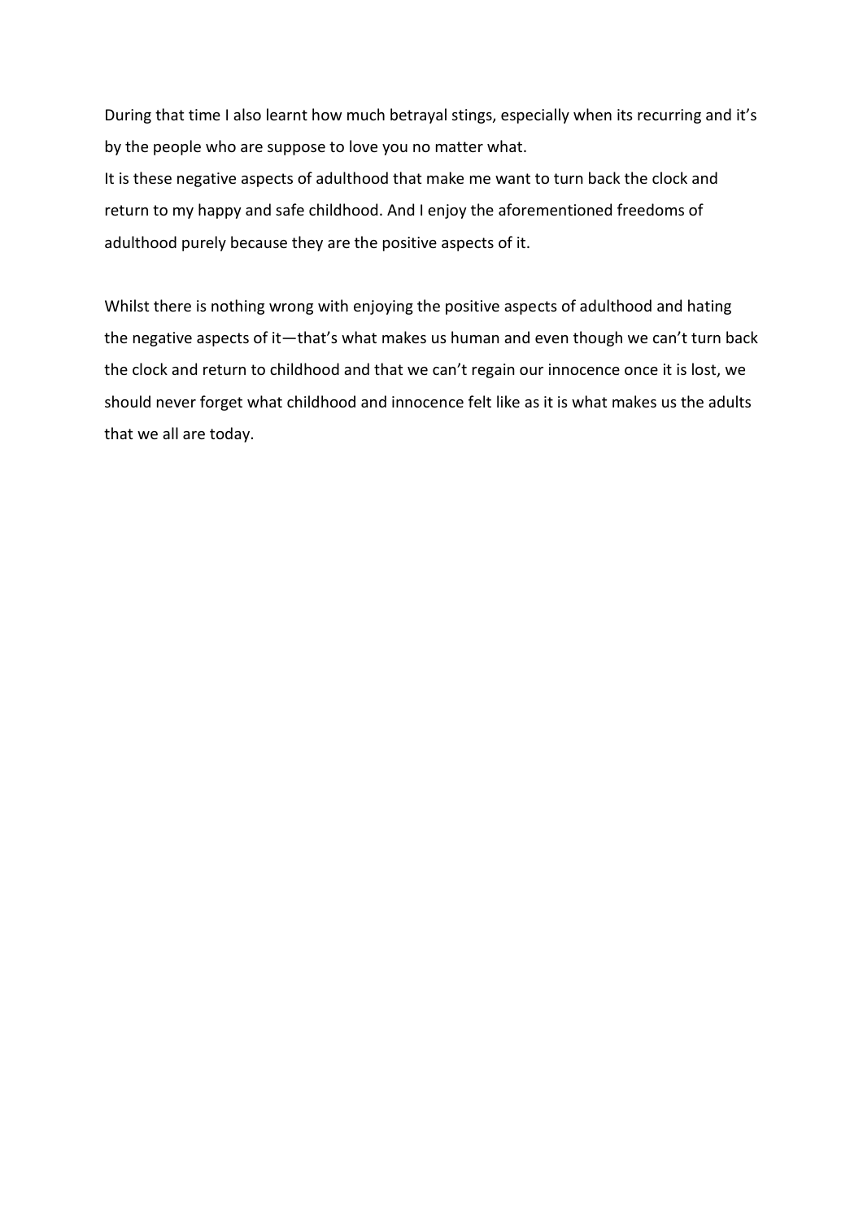During that time I also learnt how much betrayal stings, especially when its recurring and it's by the people who are suppose to love you no matter what.
It is these negative aspects of adulthood that make me want to turn back the clock and return to my happy and safe childhood. And I enjoy the aforementioned freedoms of adulthood purely because they are the positive aspects of it.

Whilst there is nothing wrong with enjoying the positive aspects of adulthood and hating the negative aspects of it—that's what makes us human and even though we can't turn back the clock and return to childhood and that we can't regain our innocence once it is lost, we should never forget what childhood and innocence felt like as it is what makes us the adults that we all are today.